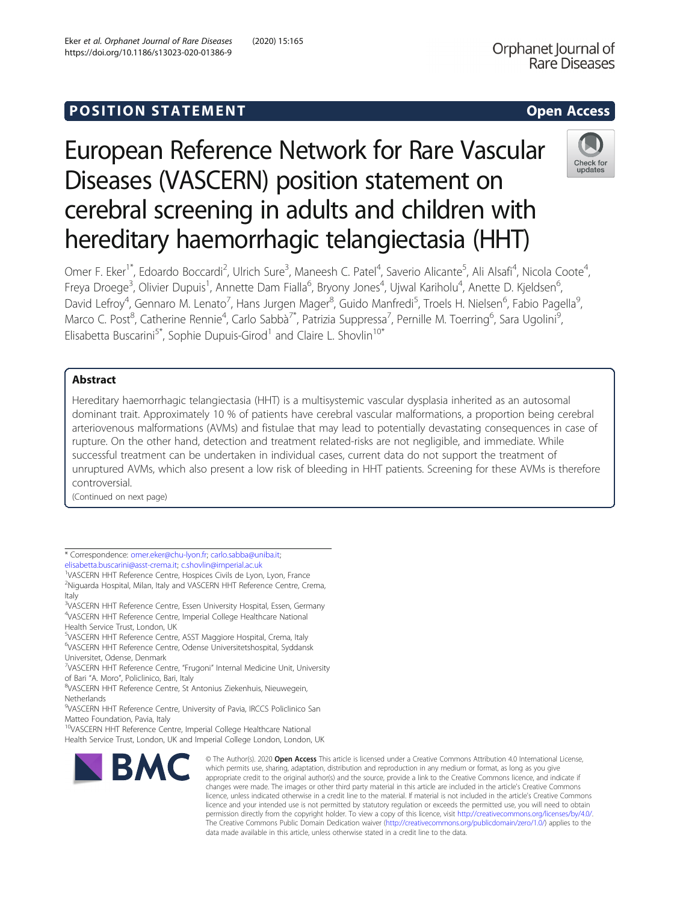# POSITION STATEMENT

**Open Access**

# European Reference Network for Rare Vascular Diseases (VASCERN) position statement on cerebral screening in adults and children with hereditary haemorrhagic telangiectasia (HHT)

Omer F. Eker[1*], Edoardo Boccardi[2], Ulrich Sure[3], Maneesh C. Patel[4], Saverio Alicante[5], Ali Alsafi[4], Nicola Coote[4], Freya Droege[3], Olivier Dupuis[1], Annette Dam Fialla[6], Bryony Jones[4], Ujwal Kariholu[4], Anette D. Kjeldsen[6], David Lefroy[4], Gennaro M. Lenato[7], Hans Jurgen Mager[8], Guido Manfredi[5], Troels H. Nielsen[6], Fabio Pagella[9], Marco C. Post[8], Catherine Rennie[4], Carlo Sabbà[7*], Patrizia Suppressa[7], Pernille M. Toerring[6], Sara Ugolini[9], Elisabetta Buscarini[5*], Sophie Dupuis-Girod[1] and Claire L. Shovlin[10*]

## Abstract

Hereditary haemorrhagic telangiectasia (HHT) is a multisystemic vascular dysplasia inherited as an autosomal dominant trait. Approximately 10 % of patients have cerebral vascular malformations, a proportion being cerebral arteriovenous malformations (AVMs) and fistulae that may lead to potentially devastating consequences in case of rupture. On the other hand, detection and treatment related-risks are not negligible, and immediate. While successful treatment can be undertaken in individual cases, current data do not support the treatment of unruptured AVMs, which also present a low risk of bleeding in HHT patients. Screening for these AVMs is therefore controversial.

(Continued on next page)

\* Correspondence: omer.eker@chu-lyon.fr; carlo.sabba@uniba.it; elisabetta.buscarini@asst-crema.it; c.shovlin@imperial.ac.uk

[1]VASCERN HHT Reference Centre, Hospices Civils de Lyon, Lyon, France
[2]Niguarda Hospital, Milan, Italy and VASCERN HHT Reference Centre, Crema, Italy
[3]VASCERN HHT Reference Centre, Essen University Hospital, Essen, Germany
[4]VASCERN HHT Reference Centre, Imperial College Healthcare National Health Service Trust, London, UK
[5]VASCERN HHT Reference Centre, ASST Maggiore Hospital, Crema, Italy
[6]VASCERN HHT Reference Centre, Odense Universitetshospital, Syddansk Universitet, Odense, Denmark
[7]VASCERN HHT Reference Centre, "Frugoni" Internal Medicine Unit, University of Bari "A. Moro", Policlinico, Bari, Italy
[8]VASCERN HHT Reference Centre, St Antonius Ziekenhuis, Nieuwegein, Netherlands
[9]VASCERN HHT Reference Centre, University of Pavia, IRCCS Policlinico San Matteo Foundation, Pavia, Italy
[10]VASCERN HHT Reference Centre, Imperial College Healthcare National Health Service Trust, London, UK and Imperial College London, London, UK

© The Author(s). 2020 **Open Access** This article is licensed under a Creative Commons Attribution 4.0 International License, which permits use, sharing, adaptation, distribution and reproduction in any medium or format, as long as you give appropriate credit to the original author(s) and the source, provide a link to the Creative Commons licence, and indicate if changes were made. The images or other third party material in this article are included in the article's Creative Commons licence, unless indicated otherwise in a credit line to the material. If material is not included in the article's Creative Commons licence and your intended use is not permitted by statutory regulation or exceeds the permitted use, you will need to obtain permission directly from the copyright holder. To view a copy of this licence, visit http://creativecommons.org/licenses/by/4.0/. The Creative Commons Public Domain Dedication waiver (http://creativecommons.org/publicdomain/zero/1.0/) applies to the data made available in this article, unless otherwise stated in a credit line to the data.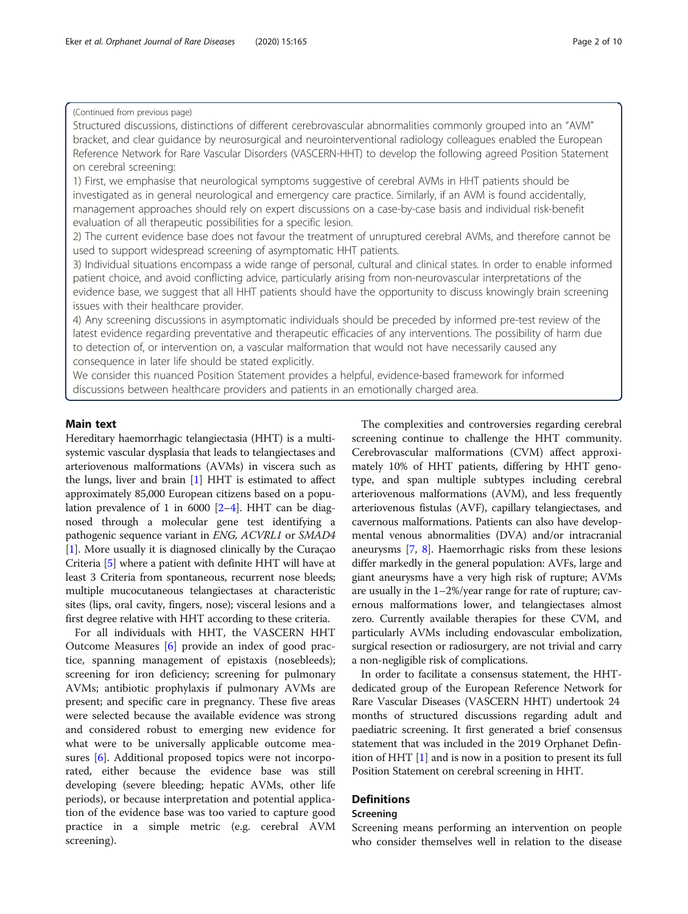(Continued from previous page)

Structured discussions, distinctions of different cerebrovascular abnormalities commonly grouped into an "AVM" bracket, and clear guidance by neurosurgical and neurointerventional radiology colleagues enabled the European Reference Network for Rare Vascular Disorders (VASCERN-HHT) to develop the following agreed Position Statement on cerebral screening:

1) First, we emphasise that neurological symptoms suggestive of cerebral AVMs in HHT patients should be investigated as in general neurological and emergency care practice. Similarly, if an AVM is found accidentally, management approaches should rely on expert discussions on a case-by-case basis and individual risk-benefit evaluation of all therapeutic possibilities for a specific lesion.

2) The current evidence base does not favour the treatment of unruptured cerebral AVMs, and therefore cannot be used to support widespread screening of asymptomatic HHT patients.

3) Individual situations encompass a wide range of personal, cultural and clinical states. In order to enable informed patient choice, and avoid conflicting advice, particularly arising from non-neurovascular interpretations of the evidence base, we suggest that all HHT patients should have the opportunity to discuss knowingly brain screening issues with their healthcare provider.

4) Any screening discussions in asymptomatic individuals should be preceded by informed pre-test review of the latest evidence regarding preventative and therapeutic efficacies of any interventions. The possibility of harm due to detection of, or intervention on, a vascular malformation that would not have necessarily caused any consequence in later life should be stated explicitly.

We consider this nuanced Position Statement provides a helpful, evidence-based framework for informed discussions between healthcare providers and patients in an emotionally charged area.

## Main text

Hereditary haemorrhagic telangiectasia (HHT) is a multisystemic vascular dysplasia that leads to telangiectases and arteriovenous malformations (AVMs) in viscera such as the lungs, liver and brain [1] HHT is estimated to affect approximately 85,000 European citizens based on a population prevalence of 1 in 6000 [2–4]. HHT can be diagnosed through a molecular gene test identifying a pathogenic sequence variant in *ENG, ACVRL1* or *SMAD4* [1]. More usually it is diagnosed clinically by the Curaçao Criteria [5] where a patient with definite HHT will have at least 3 Criteria from spontaneous, recurrent nose bleeds; multiple mucocutaneous telangiectases at characteristic sites (lips, oral cavity, fingers, nose); visceral lesions and a first degree relative with HHT according to these criteria.

For all individuals with HHT, the VASCERN HHT Outcome Measures [6] provide an index of good practice, spanning management of epistaxis (nosebleeds); screening for iron deficiency; screening for pulmonary AVMs; antibiotic prophylaxis if pulmonary AVMs are present; and specific care in pregnancy. These five areas were selected because the available evidence was strong and considered robust to emerging new evidence for what were to be universally applicable outcome measures [6]. Additional proposed topics were not incorporated, either because the evidence base was still developing (severe bleeding; hepatic AVMs, other life periods), or because interpretation and potential application of the evidence base was too varied to capture good practice in a simple metric (e.g. cerebral AVM screening).

The complexities and controversies regarding cerebral screening continue to challenge the HHT community. Cerebrovascular malformations (CVM) affect approximately 10% of HHT patients, differing by HHT genotype, and span multiple subtypes including cerebral arteriovenous malformations (AVM), and less frequently arteriovenous fistulas (AVF), capillary telangiectases, and cavernous malformations. Patients can also have developmental venous abnormalities (DVA) and/or intracranial aneurysms [7, 8]. Haemorrhagic risks from these lesions differ markedly in the general population: AVFs, large and giant aneurysms have a very high risk of rupture; AVMs are usually in the 1–2%/year range for rate of rupture; cavernous malformations lower, and telangiectases almost zero. Currently available therapies for these CVM, and particularly AVMs including endovascular embolization, surgical resection or radiosurgery, are not trivial and carry a non-negligible risk of complications.

In order to facilitate a consensus statement, the HHT-dedicated group of the European Reference Network for Rare Vascular Diseases (VASCERN HHT) undertook 24 months of structured discussions regarding adult and paediatric screening. It first generated a brief consensus statement that was included in the 2019 Orphanet Definition of HHT [1] and is now in a position to present its full Position Statement on cerebral screening in HHT.

## Definitions

### Screening

Screening means performing an intervention on people who consider themselves well in relation to the disease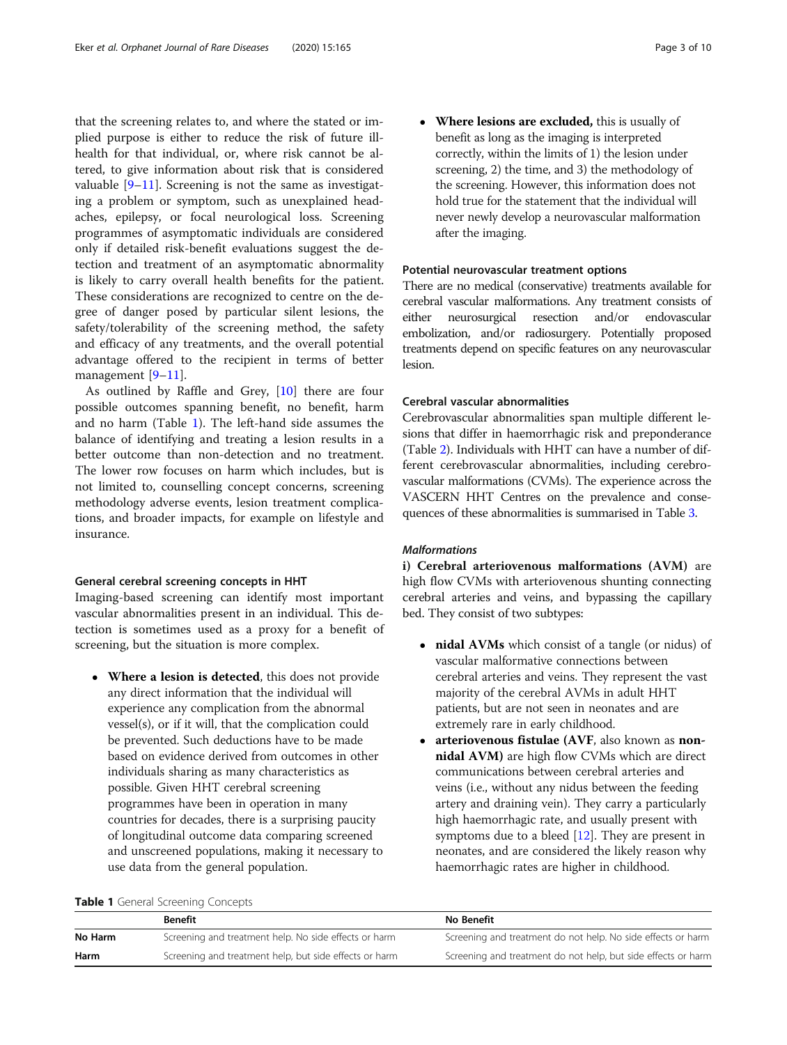that the screening relates to, and where the stated or implied purpose is either to reduce the risk of future ill-health for that individual, or, where risk cannot be altered, to give information about risk that is considered valuable [9–11]. Screening is not the same as investigating a problem or symptom, such as unexplained headaches, epilepsy, or focal neurological loss. Screening programmes of asymptomatic individuals are considered only if detailed risk-benefit evaluations suggest the detection and treatment of an asymptomatic abnormality is likely to carry overall health benefits for the patient. These considerations are recognized to centre on the degree of danger posed by particular silent lesions, the safety/tolerability of the screening method, the safety and efficacy of any treatments, and the overall potential advantage offered to the recipient in terms of better management [9–11].

As outlined by Raffle and Grey, [10] there are four possible outcomes spanning benefit, no benefit, harm and no harm (Table 1). The left-hand side assumes the balance of identifying and treating a lesion results in a better outcome than non-detection and no treatment. The lower row focuses on harm which includes, but is not limited to, counselling concept concerns, screening methodology adverse events, lesion treatment complications, and broader impacts, for example on lifestyle and insurance.

#### General cerebral screening concepts in HHT

Imaging-based screening can identify most important vascular abnormalities present in an individual. This detection is sometimes used as a proxy for a benefit of screening, but the situation is more complex.

- **Where a lesion is detected**, this does not provide any direct information that the individual will experience any complication from the abnormal vessel(s), or if it will, that the complication could be prevented. Such deductions have to be made based on evidence derived from outcomes in other individuals sharing as many characteristics as possible. Given HHT cerebral screening programmes have been in operation in many countries for decades, there is a surprising paucity of longitudinal outcome data comparing screened and unscreened populations, making it necessary to use data from the general population.
- **Where lesions are excluded,** this is usually of benefit as long as the imaging is interpreted correctly, within the limits of 1) the lesion under screening, 2) the time, and 3) the methodology of the screening. However, this information does not hold true for the statement that the individual will never newly develop a neurovascular malformation after the imaging.

#### Potential neurovascular treatment options

There are no medical (conservative) treatments available for cerebral vascular malformations. Any treatment consists of either neurosurgical resection and/or endovascular embolization, and/or radiosurgery. Potentially proposed treatments depend on specific features on any neurovascular lesion.

#### Cerebral vascular abnormalities

Cerebrovascular abnormalities span multiple different lesions that differ in haemorrhagic risk and preponderance (Table 2). Individuals with HHT can have a number of different cerebrovascular abnormalities, including cerebrovascular malformations (CVMs). The experience across the VASCERN HHT Centres on the prevalence and consequences of these abnormalities is summarised in Table 3.

##### *Malformations*

**i) Cerebral arteriovenous malformations (AVM)** are high flow CVMs with arteriovenous shunting connecting cerebral arteries and veins, and bypassing the capillary bed. They consist of two subtypes:

- **nidal AVMs** which consist of a tangle (or nidus) of vascular malformative connections between cerebral arteries and veins. They represent the vast majority of the cerebral AVMs in adult HHT patients, but are not seen in neonates and are extremely rare in early childhood.
- **arteriovenous fistulae (AVF, also known as non-nidal AVM)** are high flow CVMs which are direct communications between cerebral arteries and veins (i.e., without any nidus between the feeding artery and draining vein). They carry a particularly high haemorrhagic rate, and usually present with symptoms due to a bleed [12]. They are present in neonates, and are considered the likely reason why haemorrhagic rates are higher in childhood.

**Table 1** General Screening Concepts

| | Benefit | No Benefit |
|---|---|---|
| **No Harm** | Screening and treatment help. No side effects or harm | Screening and treatment do not help. No side effects or harm |
| **Harm** | Screening and treatment help, but side effects or harm | Screening and treatment do not help, but side effects or harm |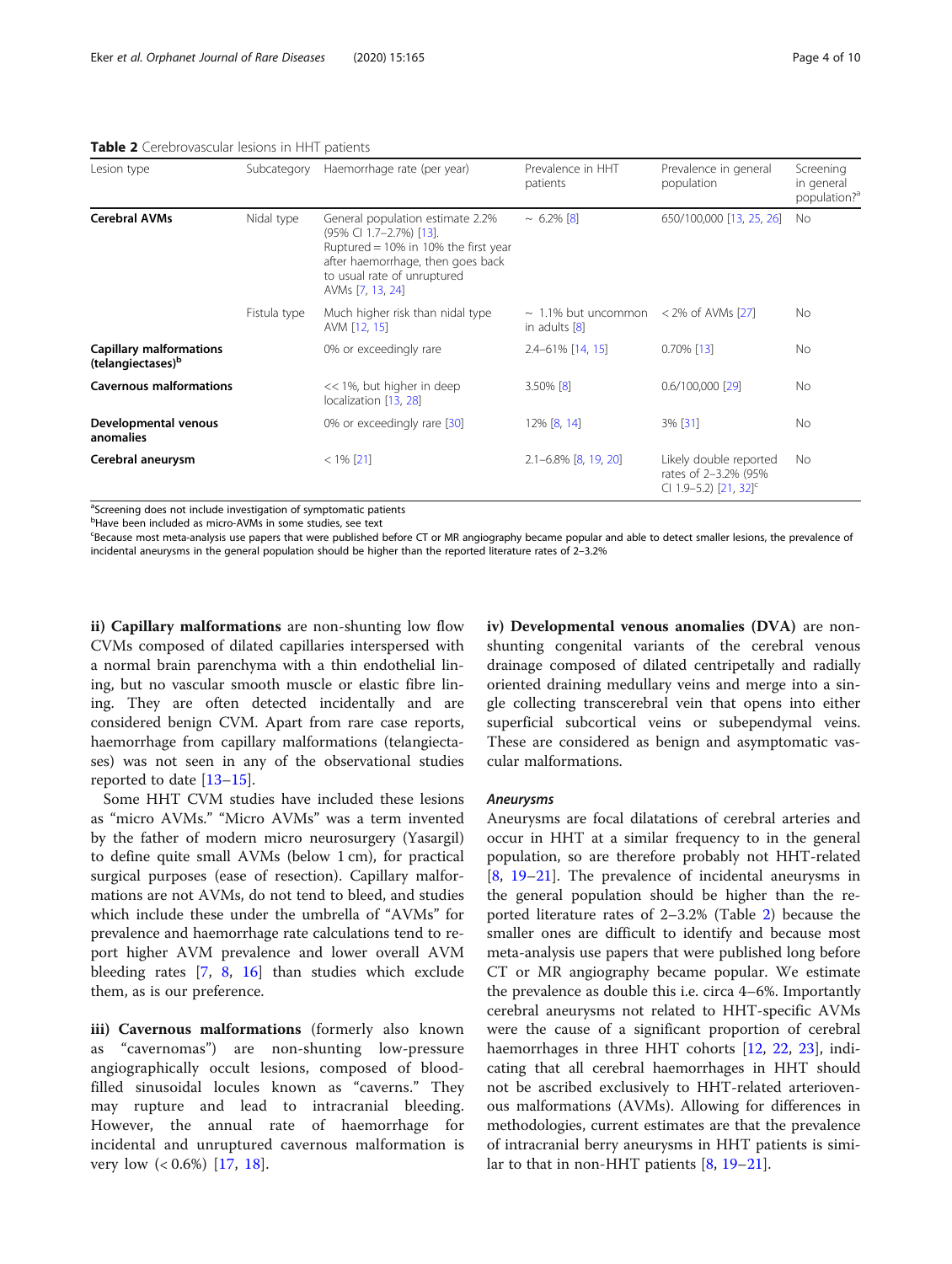**Table 2** Cerebrovascular lesions in HHT patients

| Lesion type | Subcategory | Haemorrhage rate (per year) | Prevalence in HHT patients | Prevalence in general population | Screening in general population?[a] |
|---|---|---|---|---|---|
| **Cerebral AVMs** | Nidal type | General population estimate 2.2% (95% CI 1.7–2.7%) [13]. Ruptured = 10% in 10% the first year after haemorrhage, then goes back to usual rate of unruptured AVMs [7, 13, 24] | ~ 6.2% [8] | 650/100,000 [13, 25, 26] | No |
| | Fistula type | Much higher risk than nidal type AVM [12, 15] | ~ 1.1% but uncommon in adults [8] | < 2% of AVMs [27] | No |
| **Capillary malformations (telangiectases)**[b] | | 0% or exceedingly rare | 2.4–61% [14, 15] | 0.70% [13] | No |
| **Cavernous malformations** | | << 1%, but higher in deep localization [13, 28] | 3.50% [8] | 0.6/100,000 [29] | No |
| **Developmental venous anomalies** | | 0% or exceedingly rare [30] | 12% [8, 14] | 3% [31] | No |
| **Cerebral aneurysm** | | < 1% [21] | 2.1–6.8% [8, 19, 20] | Likely double reported rates of 2–3.2% (95% CI 1.9–5.2) [21, 32][c] | No |

[a]Screening does not include investigation of symptomatic patients
[b]Have been included as micro-AVMs in some studies, see text
[c]Because most meta-analysis use papers that were published before CT or MR angiography became popular and able to detect smaller lesions, the prevalence of incidental aneurysms in the general population should be higher than the reported literature rates of 2–3.2%

**ii) Capillary malformations** are non-shunting low flow CVMs composed of dilated capillaries interspersed with a normal brain parenchyma with a thin endothelial lining, but no vascular smooth muscle or elastic fibre lining. They are often detected incidentally and are considered benign CVM. Apart from rare case reports, haemorrhage from capillary malformations (telangiectases) was not seen in any of the observational studies reported to date [13–15].

Some HHT CVM studies have included these lesions as "micro AVMs." "Micro AVMs" was a term invented by the father of modern micro neurosurgery (Yasargil) to define quite small AVMs (below 1 cm), for practical surgical purposes (ease of resection). Capillary malformations are not AVMs, do not tend to bleed, and studies which include these under the umbrella of "AVMs" for prevalence and haemorrhage rate calculations tend to report higher AVM prevalence and lower overall AVM bleeding rates [7, 8, 16] than studies which exclude them, as is our preference.

**iii) Cavernous malformations** (formerly also known as "cavernomas") are non-shunting low-pressure angiographically occult lesions, composed of blood-filled sinusoidal locules known as "caverns." They may rupture and lead to intracranial bleeding. However, the annual rate of haemorrhage for incidental and unruptured cavernous malformation is very low (< 0.6%) [17, 18].

**iv) Developmental venous anomalies (DVA)** are non-shunting congenital variants of the cerebral venous drainage composed of dilated centripetally and radially oriented draining medullary veins and merge into a single collecting transcerebral vein that opens into either superficial subcortical veins or subependymal veins. These are considered as benign and asymptomatic vascular malformations.

### *Aneurysms*

Aneurysms are focal dilatations of cerebral arteries and occur in HHT at a similar frequency to in the general population, so are therefore probably not HHT-related [8, 19–21]. The prevalence of incidental aneurysms in the general population should be higher than the reported literature rates of 2–3.2% (Table 2) because the smaller ones are difficult to identify and because most meta-analysis use papers that were published long before CT or MR angiography became popular. We estimate the prevalence as double this i.e. circa 4–6%. Importantly cerebral aneurysms not related to HHT-specific AVMs were the cause of a significant proportion of cerebral haemorrhages in three HHT cohorts [12, 22, 23], indicating that all cerebral haemorrhages in HHT should not be ascribed exclusively to HHT-related arteriovenous malformations (AVMs). Allowing for differences in methodologies, current estimates are that the prevalence of intracranial berry aneurysms in HHT patients is similar to that in non-HHT patients [8, 19–21].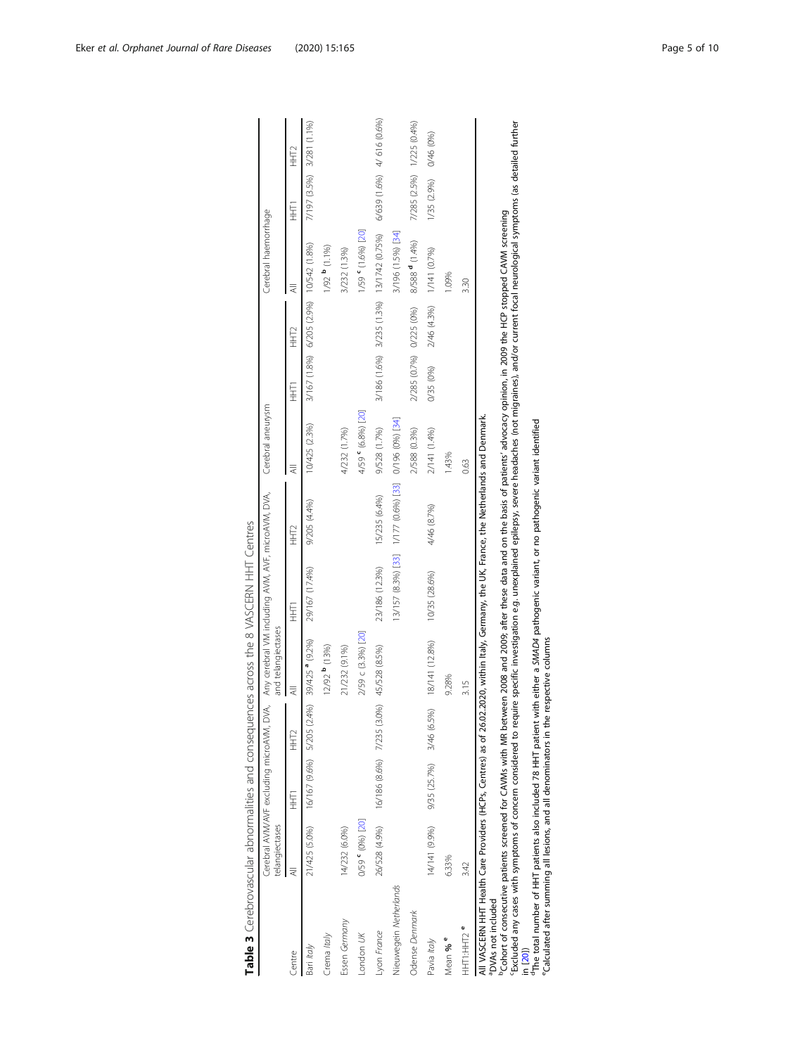**Table 3** Cerebrovascular abnormalities and consequences across the 8 VASCERN HHT Centres

| Centre | Cerebral AVM/AVF excluding microAVM, DVA, and telangiectases | | | Any cerebral VM including AVM, AVF, microAVM, DVA, and telangiectases | | | Cerebral aneurysm | | | Cerebral haemorrhage | | |
|---|---|---|---|---|---|---|---|---|---|---|---|---|
| | All | HHT1 | HHT2 | All | HHT1 | HHT2 | All | HHT1 | HHT2 | All | HHT1 | HHT2 |
| *Bari Italy* | 21/425 (5.0%) | 16/167 (9.6%) | 5/205 (2.4%) | 39/425 [a] (9.2%) | 29/167 (17.4%) | 9/205 (4.4%) | 10/425 (2.3%) | 3/167 (1.8%) | 6/205 (2.9%) | 10/542 (1.8%) | 7/197 (3.5%) | 3/281 (1.1%) |
| *Crema Italy* | | | | 12/92 [b] (13%) | | | | | | 1/92 [b] (1.1%) | | |
| *Essen Germany* | 14/232 (6.0%) | | | 21/232 (9.1%) | | | 4/232 (1.7%) | | | 3/232 (1.3%) | | |
| *London UK* | 0/59 [c] (0%) [20] | | | 2/59 c (3.3%) [20] | | | 4/59 [c] (6.8%) [20] | | | 1/59 [c] (1.6%) [20] | | |
| *Lyon France* | 26/528 (4.9%) | 16/186 (8.6%) | 7/235 (3.0%) | 45/528 (8.5%) | 23/186 (12.3%) | 15/235 (6.4%) | 9/528 (1.7%) | 3/186 (1.6%) | 3/235 (1.3%) | 13/1742 (0.75%) | 6/639 (1.6%) | 4/ 616 (0.6%) |
| *Nieuwegein Netherlands* | | | | | 13/157 (8.3%) [33] | 1/177 (0.6%) [33] | 0/196 (0%) [34] | | | 3/196 (1.5%) [34] | | |
| *Odense Denmark* | | | | | | | 2/588 (0.3%) | 2/285 (0.7%) | 0/225 (0%) | 8/588 [d] (1.4%) | 7/285 (2.5%) | 1/225 (0.4%) |
| *Pavia Italy* | 14/141 (9.9%) | 9/35 (25.7%) | 3/46 (6.5%) | 18/141 (12.8%) | 10/35 (28.6%) | 4/46 (8.7%) | 2/141 (1.4%) | 0/35 (0%) | 2/46 (4.3%) | 1/141 (0.7%) | 1/35 (2.9%) | 0/46 (0%) |
| **Mean %** [e] | 6.33% | | | 9.28% | | | 1.43% | | | 1.09% | | |
| **HHT1:HHT2** [e] | 3.42 | | | 3.15 | | | 0.63 | | | 3.30 | | |

All VASCERN HHT Health Care Providers (HCPs, Centres) as of 26.02.2020, within Italy, Germany, the UK, France, the Netherlands and Denmark.
[a]DVAs not included
[b]Cohort of consecutive patients screened for CAVMs with MR between 2008 and 2009; after these data and on the basis of patients' advocacy opinion, in 2009 the HCP stopped CAVM screening
[c]Excluded any cases with symptoms of concern considered to require specific investigation e.g. unexplained epilepsy, severe headaches (not migraines), and/or current focal neurological symptoms (as detailed further in [20])
[d]The total number of HHT patients also included 78 HHT patient with either a *SMAD4* pathogenic variant, or no pathogenic variant identified
[e]Calculated after summing all lesions, and all denominators in the respective columns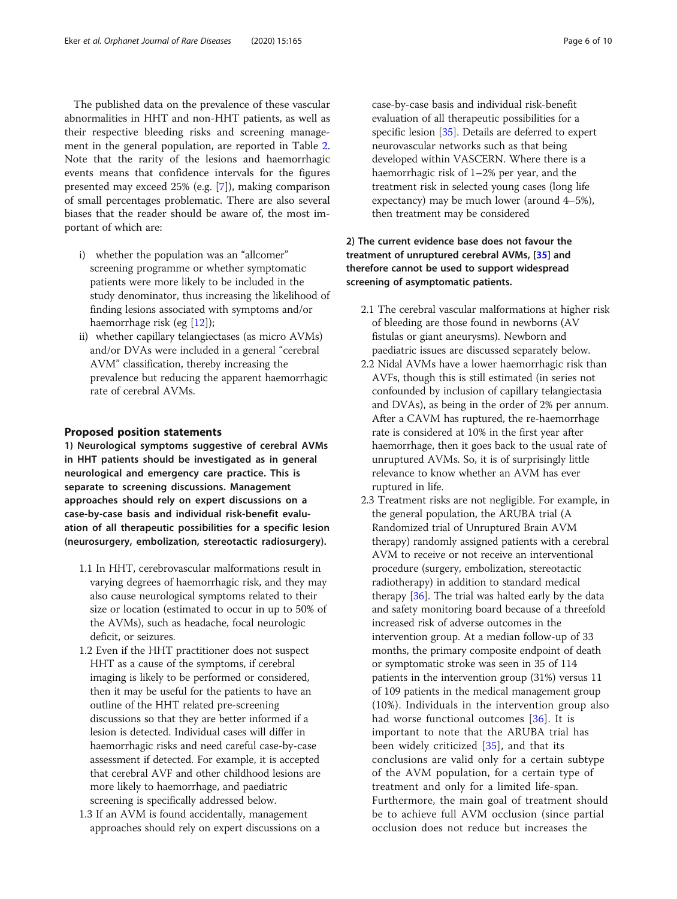The published data on the prevalence of these vascular abnormalities in HHT and non-HHT patients, as well as their respective bleeding risks and screening management in the general population, are reported in Table 2. Note that the rarity of the lesions and haemorrhagic events means that confidence intervals for the figures presented may exceed 25% (e.g. [7]), making comparison of small percentages problematic. There are also several biases that the reader should be aware of, the most important of which are:

i) whether the population was an "allcomer" screening programme or whether symptomatic patients were more likely to be included in the study denominator, thus increasing the likelihood of finding lesions associated with symptoms and/or haemorrhage risk (eg [12]);
ii) whether capillary telangiectases (as micro AVMs) and/or DVAs were included in a general "cerebral AVM" classification, thereby increasing the prevalence but reducing the apparent haemorrhagic rate of cerebral AVMs.

## Proposed position statements

**1) Neurological symptoms suggestive of cerebral AVMs in HHT patients should be investigated as in general neurological and emergency care practice. This is separate to screening discussions. Management approaches should rely on expert discussions on a case-by-case basis and individual risk-benefit evaluation of all therapeutic possibilities for a specific lesion (neurosurgery, embolization, stereotactic radiosurgery).**

1.1 In HHT, cerebrovascular malformations result in varying degrees of haemorrhagic risk, and they may also cause neurological symptoms related to their size or location (estimated to occur in up to 50% of the AVMs), such as headache, focal neurologic deficit, or seizures.

1.2 Even if the HHT practitioner does not suspect HHT as a cause of the symptoms, if cerebral imaging is likely to be performed or considered, then it may be useful for the patients to have an outline of the HHT related pre-screening discussions so that they are better informed if a lesion is detected. Individual cases will differ in haemorrhagic risks and need careful case-by-case assessment if detected. For example, it is accepted that cerebral AVF and other childhood lesions are more likely to haemorrhage, and paediatric screening is specifically addressed below.

1.3 If an AVM is found accidentally, management approaches should rely on expert discussions on a case-by-case basis and individual risk-benefit evaluation of all therapeutic possibilities for a specific lesion [35]. Details are deferred to expert neurovascular networks such as that being developed within VASCERN. Where there is a haemorrhagic risk of 1–2% per year, and the treatment risk in selected young cases (long life expectancy) may be much lower (around 4–5%), then treatment may be considered

**2) The current evidence base does not favour the treatment of unruptured cerebral AVMs, [35] and therefore cannot be used to support widespread screening of asymptomatic patients.**

2.1 The cerebral vascular malformations at higher risk of bleeding are those found in newborns (AV fistulas or giant aneurysms). Newborn and paediatric issues are discussed separately below.

2.2 Nidal AVMs have a lower haemorrhagic risk than AVFs, though this is still estimated (in series not confounded by inclusion of capillary telangiectasia and DVAs), as being in the order of 2% per annum. After a CAVM has ruptured, the re-haemorrhage rate is considered at 10% in the first year after haemorrhage, then it goes back to the usual rate of unruptured AVMs. So, it is of surprisingly little relevance to know whether an AVM has ever ruptured in life.

2.3 Treatment risks are not negligible. For example, in the general population, the ARUBA trial (A Randomized trial of Unruptured Brain AVM therapy) randomly assigned patients with a cerebral AVM to receive or not receive an interventional procedure (surgery, embolization, stereotactic radiotherapy) in addition to standard medical therapy [36]. The trial was halted early by the data and safety monitoring board because of a threefold increased risk of adverse outcomes in the intervention group. At a median follow-up of 33 months, the primary composite endpoint of death or symptomatic stroke was seen in 35 of 114 patients in the intervention group (31%) versus 11 of 109 patients in the medical management group (10%). Individuals in the intervention group also had worse functional outcomes [36]. It is important to note that the ARUBA trial has been widely criticized [35], and that its conclusions are valid only for a certain subtype of the AVM population, for a certain type of treatment and only for a limited life-span. Furthermore, the main goal of treatment should be to achieve full AVM occlusion (since partial occlusion does not reduce but increases the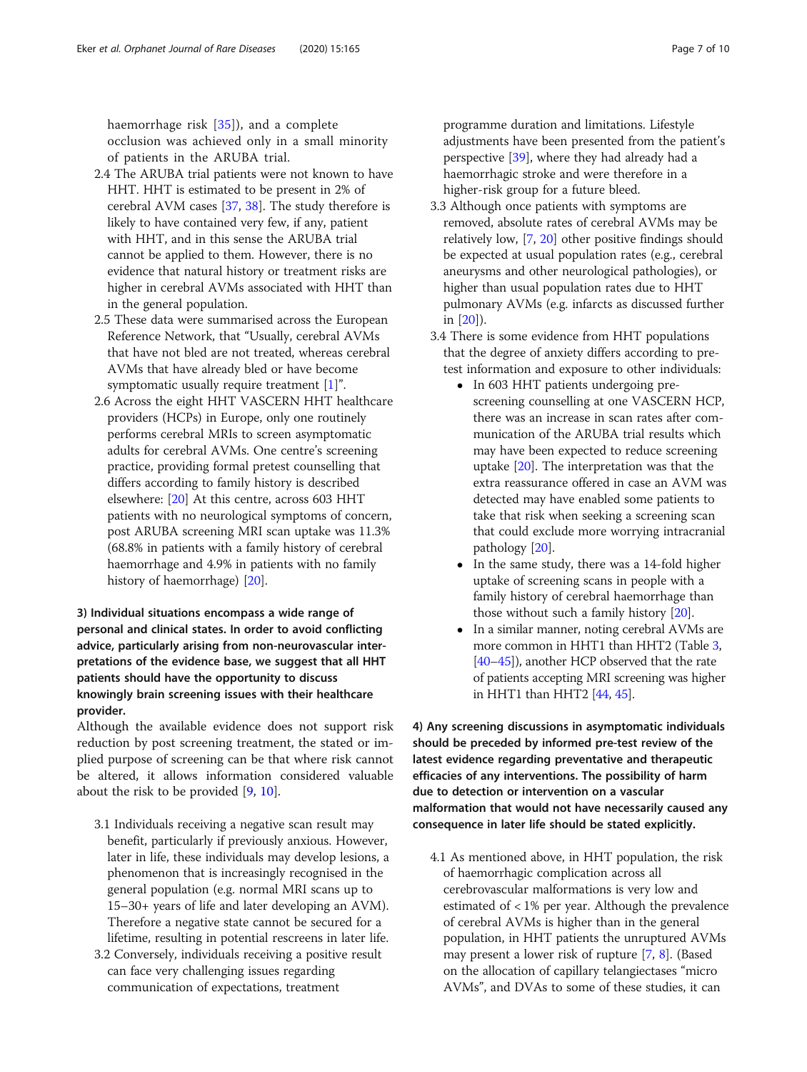haemorrhage risk [35]), and a complete occlusion was achieved only in a small minority of patients in the ARUBA trial.

2.4 The ARUBA trial patients were not known to have HHT. HHT is estimated to be present in 2% of cerebral AVM cases [37, 38]. The study therefore is likely to have contained very few, if any, patient with HHT, and in this sense the ARUBA trial cannot be applied to them. However, there is no evidence that natural history or treatment risks are higher in cerebral AVMs associated with HHT than in the general population.

2.5 These data were summarised across the European Reference Network, that "Usually, cerebral AVMs that have not bled are not treated, whereas cerebral AVMs that have already bled or have become symptomatic usually require treatment [1]".

2.6 Across the eight HHT VASCERN HHT healthcare providers (HCPs) in Europe, only one routinely performs cerebral MRIs to screen asymptomatic adults for cerebral AVMs. One centre's screening practice, providing formal pretest counselling that differs according to family history is described elsewhere: [20] At this centre, across 603 HHT patients with no neurological symptoms of concern, post ARUBA screening MRI scan uptake was 11.3% (68.8% in patients with a family history of cerebral haemorrhage and 4.9% in patients with no family history of haemorrhage) [20].

**3) Individual situations encompass a wide range of personal and clinical states. In order to avoid conflicting advice, particularly arising from non-neurovascular interpretations of the evidence base, we suggest that all HHT patients should have the opportunity to discuss knowingly brain screening issues with their healthcare provider.**

Although the available evidence does not support risk reduction by post screening treatment, the stated or implied purpose of screening can be that where risk cannot be altered, it allows information considered valuable about the risk to be provided [9, 10].

3.1 Individuals receiving a negative scan result may benefit, particularly if previously anxious. However, later in life, these individuals may develop lesions, a phenomenon that is increasingly recognised in the general population (e.g. normal MRI scans up to 15–30+ years of life and later developing an AVM). Therefore a negative state cannot be secured for a lifetime, resulting in potential rescreens in later life.

3.2 Conversely, individuals receiving a positive result can face very challenging issues regarding communication of expectations, treatment programme duration and limitations. Lifestyle adjustments have been presented from the patient's perspective [39], where they had already had a haemorrhagic stroke and were therefore in a higher-risk group for a future bleed.

3.3 Although once patients with symptoms are removed, absolute rates of cerebral AVMs may be relatively low, [7, 20] other positive findings should be expected at usual population rates (e.g., cerebral aneurysms and other neurological pathologies), or higher than usual population rates due to HHT pulmonary AVMs (e.g. infarcts as discussed further in [20]).

3.4 There is some evidence from HHT populations that the degree of anxiety differs according to pre-test information and exposure to other individuals:

- In 603 HHT patients undergoing pre-screening counselling at one VASCERN HCP, there was an increase in scan rates after communication of the ARUBA trial results which may have been expected to reduce screening uptake [20]. The interpretation was that the extra reassurance offered in case an AVM was detected may have enabled some patients to take that risk when seeking a screening scan that could exclude more worrying intracranial pathology [20].
- In the same study, there was a 14-fold higher uptake of screening scans in people with a family history of cerebral haemorrhage than those without such a family history [20].
- In a similar manner, noting cerebral AVMs are more common in HHT1 than HHT2 (Table 3, [40–45]), another HCP observed that the rate of patients accepting MRI screening was higher in HHT1 than HHT2 [44, 45].

**4) Any screening discussions in asymptomatic individuals should be preceded by informed pre-test review of the latest evidence regarding preventative and therapeutic efficacies of any interventions. The possibility of harm due to detection or intervention on a vascular malformation that would not have necessarily caused any consequence in later life should be stated explicitly.**

4.1 As mentioned above, in HHT population, the risk of haemorrhagic complication across all cerebrovascular malformations is very low and estimated of < 1% per year. Although the prevalence of cerebral AVMs is higher than in the general population, in HHT patients the unruptured AVMs may present a lower risk of rupture [7, 8]. (Based on the allocation of capillary telangiectases "micro AVMs", and DVAs to some of these studies, it can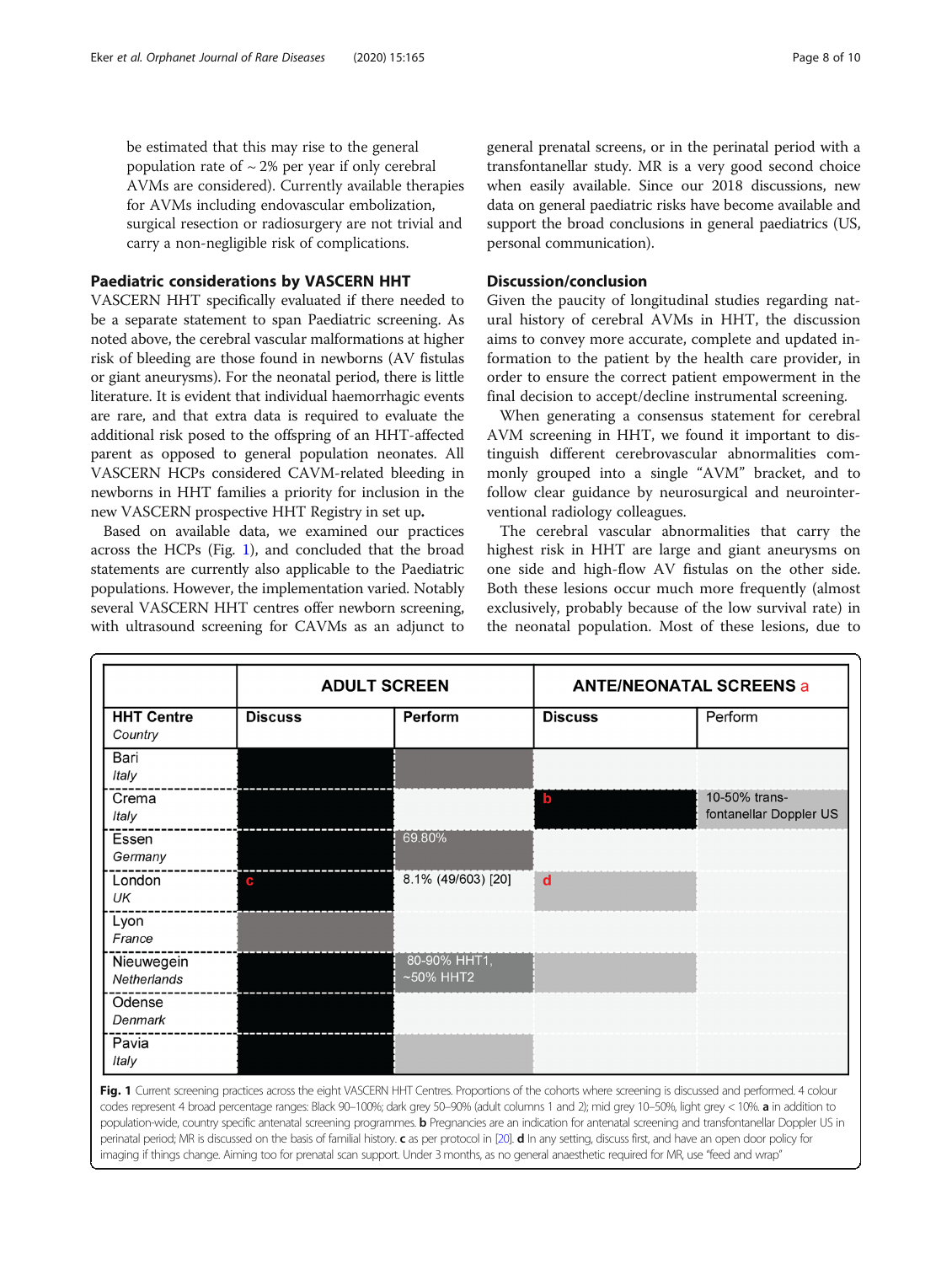be estimated that this may rise to the general population rate of ~ 2% per year if only cerebral AVMs are considered). Currently available therapies for AVMs including endovascular embolization, surgical resection or radiosurgery are not trivial and carry a non-negligible risk of complications.

## Paediatric considerations by VASCERN HHT

VASCERN HHT specifically evaluated if there needed to be a separate statement to span Paediatric screening. As noted above, the cerebral vascular malformations at higher risk of bleeding are those found in newborns (AV fistulas or giant aneurysms). For the neonatal period, there is little literature. It is evident that individual haemorrhagic events are rare, and that extra data is required to evaluate the additional risk posed to the offspring of an HHT-affected parent as opposed to general population neonates. All VASCERN HCPs considered CAVM-related bleeding in newborns in HHT families a priority for inclusion in the new VASCERN prospective HHT Registry in set up**.**

Based on available data, we examined our practices across the HCPs (Fig. 1), and concluded that the broad statements are currently also applicable to the Paediatric populations. However, the implementation varied. Notably several VASCERN HHT centres offer newborn screening, with ultrasound screening for CAVMs as an adjunct to general prenatal screens, or in the perinatal period with a transfontanellar study. MR is a very good second choice when easily available. Since our 2018 discussions, new data on general paediatric risks have become available and support the broad conclusions in general paediatrics (US, personal communication).

## Discussion/conclusion

Given the paucity of longitudinal studies regarding natural history of cerebral AVMs in HHT, the discussion aims to convey more accurate, complete and updated information to the patient by the health care provider, in order to ensure the correct patient empowerment in the final decision to accept/decline instrumental screening.

When generating a consensus statement for cerebral AVM screening in HHT, we found it important to distinguish different cerebrovascular abnormalities commonly grouped into a single "AVM" bracket, and to follow clear guidance by neurosurgical and neurointerventional radiology colleagues.

The cerebral vascular abnormalities that carry the highest risk in HHT are large and giant aneurysms on one side and high-flow AV fistulas on the other side. Both these lesions occur much more frequently (almost exclusively, probably because of the low survival rate) in the neonatal population. Most of these lesions, due to

| | ADULT SCREEN | | ANTE/NEONATAL SCREENS a | |
|---|---|---|---|---|
| HHT Centre *Country* | Discuss | Perform | Discuss | Perform |
| Bari *Italy* | [black] | [dark grey] | [light grey] | [light grey] |
| Crema *Italy* | [black] | [light grey] | b [black] | 10-50% trans-fontanellar Doppler US [mid grey] |
| Essen *Germany* | [black] | 69.80% [dark grey] | [light grey] | [light grey] |
| London *UK* | c [black] | 8.1% (49/603) [20] | d [mid grey] | [light grey] |
| Lyon *France* | [dark grey] | [light grey] | [light grey] | [light grey] |
| Nieuwegein *Netherlands* | [black] | 80-90% HHT1, ~50% HHT2 [dark grey] | [mid grey] | [light grey] |
| Odense *Denmark* | [black] | [light grey] | [light grey] | [light grey] |
| Pavia *Italy* | [black] | [mid grey] | [light grey] | [light grey] |

**Fig. 1** Current screening practices across the eight VASCERN HHT Centres. Proportions of the cohorts where screening is discussed and performed. 4 colour codes represent 4 broad percentage ranges: Black 90–100%; dark grey 50–90% (adult columns 1 and 2); mid grey 10–50%, light grey < 10%. **a** in addition to population-wide, country specific antenatal screening programmes. **b** Pregnancies are an indication for antenatal screening and transfontanellar Doppler US in perinatal period; MR is discussed on the basis of familial history. **c** as per protocol in [20]. **d** In any setting, discuss first, and have an open door policy for imaging if things change. Aiming too for prenatal scan support. Under 3 months, as no general anaesthetic required for MR, use "feed and wrap"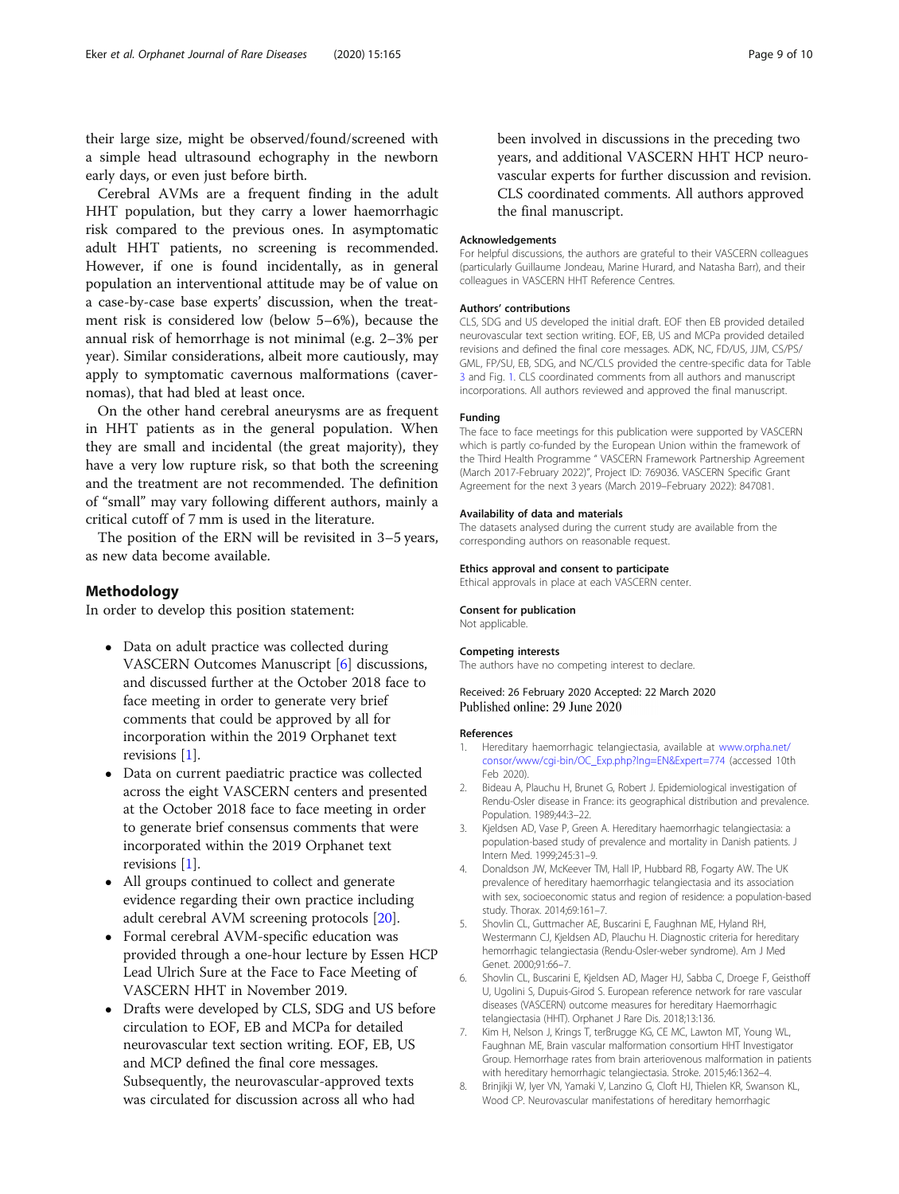their large size, might be observed/found/screened with a simple head ultrasound echography in the newborn early days, or even just before birth.

Cerebral AVMs are a frequent finding in the adult HHT population, but they carry a lower haemorrhagic risk compared to the previous ones. In asymptomatic adult HHT patients, no screening is recommended. However, if one is found incidentally, as in general population an interventional attitude may be of value on a case-by-case base experts' discussion, when the treatment risk is considered low (below 5–6%), because the annual risk of hemorrhage is not minimal (e.g. 2–3% per year). Similar considerations, albeit more cautiously, may apply to symptomatic cavernous malformations (cavernomas), that had bled at least once.

On the other hand cerebral aneurysms are as frequent in HHT patients as in the general population. When they are small and incidental (the great majority), they have a very low rupture risk, so that both the screening and the treatment are not recommended. The definition of "small" may vary following different authors, mainly a critical cutoff of 7 mm is used in the literature.

The position of the ERN will be revisited in 3–5 years, as new data become available.

## Methodology

In order to develop this position statement:

- Data on adult practice was collected during VASCERN Outcomes Manuscript [6] discussions, and discussed further at the October 2018 face to face meeting in order to generate very brief comments that could be approved by all for incorporation within the 2019 Orphanet text revisions [1].
- Data on current paediatric practice was collected across the eight VASCERN centers and presented at the October 2018 face to face meeting in order to generate brief consensus comments that were incorporated within the 2019 Orphanet text revisions [1].
- All groups continued to collect and generate evidence regarding their own practice including adult cerebral AVM screening protocols [20].
- Formal cerebral AVM-specific education was provided through a one-hour lecture by Essen HCP Lead Ulrich Sure at the Face to Face Meeting of VASCERN HHT in November 2019.
- Drafts were developed by CLS, SDG and US before circulation to EOF, EB and MCPa for detailed neurovascular text section writing. EOF, EB, US and MCP defined the final core messages. Subsequently, the neurovascular-approved texts was circulated for discussion across all who had been involved in discussions in the preceding two years, and additional VASCERN HHT HCP neurovascular experts for further discussion and revision. CLS coordinated comments. All authors approved the final manuscript.

### Acknowledgements

For helpful discussions, the authors are grateful to their VASCERN colleagues (particularly Guillaume Jondeau, Marine Hurard, and Natasha Barr), and their colleagues in VASCERN HHT Reference Centres.

### Authors' contributions

CLS, SDG and US developed the initial draft. EOF then EB provided detailed neurovascular text section writing. EOF, EB, US and MCPa provided detailed revisions and defined the final core messages. ADK, NC, FD/US, JJM, CS/PS/GML, FP/SU, EB, SDG, and NC/CLS provided the centre-specific data for Table 3 and Fig. 1. CLS coordinated comments from all authors and manuscript incorporations. All authors reviewed and approved the final manuscript.

### Funding

The face to face meetings for this publication were supported by VASCERN which is partly co-funded by the European Union within the framework of the Third Health Programme " VASCERN Framework Partnership Agreement (March 2017-February 2022)", Project ID: 769036. VASCERN Specific Grant Agreement for the next 3 years (March 2019–February 2022): 847081.

### Availability of data and materials

The datasets analysed during the current study are available from the corresponding authors on reasonable request.

### Ethics approval and consent to participate

Ethical approvals in place at each VASCERN center.

### Consent for publication

Not applicable.

### Competing interests

The authors have no competing interest to declare.

Received: 26 February 2020 Accepted: 22 March 2020
Published online: 29 June 2020

### References

1. Hereditary haemorrhagic telangiectasia, available at www.orpha.net/consor/www/cgi-bin/OC_Exp.php?lng=EN&Expert=774 (accessed 10th Feb 2020).
2. Bideau A, Plauchu H, Brunet G, Robert J. Epidemiological investigation of Rendu-Osler disease in France: its geographical distribution and prevalence. Population. 1989;44:3–22.
3. Kjeldsen AD, Vase P, Green A. Hereditary haemorrhagic telangiectasia: a population-based study of prevalence and mortality in Danish patients. J Intern Med. 1999;245:31–9.
4. Donaldson JW, McKeever TM, Hall IP, Hubbard RB, Fogarty AW. The UK prevalence of hereditary haemorrhagic telangiectasia and its association with sex, socioeconomic status and region of residence: a population-based study. Thorax. 2014;69:161–7.
5. Shovlin CL, Guttmacher AE, Buscarini E, Faughnan ME, Hyland RH, Westermann CJ, Kjeldsen AD, Plauchu H. Diagnostic criteria for hereditary hemorrhagic telangiectasia (Rendu-Osler-weber syndrome). Am J Med Genet. 2000;91:66–7.
6. Shovlin CL, Buscarini E, Kjeldsen AD, Mager HJ, Sabba C, Droege F, Geisthoff U, Ugolini S, Dupuis-Girod S. European reference network for rare vascular diseases (VASCERN) outcome measures for hereditary Haemorrhagic telangiectasia (HHT). Orphanet J Rare Dis. 2018;13:136.
7. Kim H, Nelson J, Krings T, terBrugge KG, CE MC, Lawton MT, Young WL, Faughnan ME, Brain vascular malformation consortium HHT Investigator Group. Hemorrhage rates from brain arteriovenous malformation in patients with hereditary hemorrhagic telangiectasia. Stroke. 2015;46:1362–4.
8. Brinjikji W, Iyer VN, Yamaki V, Lanzino G, Cloft HJ, Thielen KR, Swanson KL, Wood CP. Neurovascular manifestations of hereditary hemorrhagic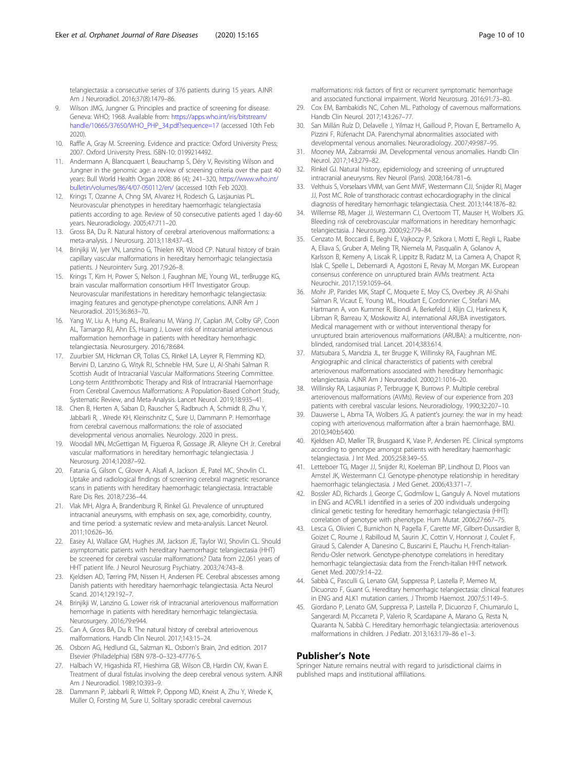telangiectasia: a consecutive series of 376 patients during 15 years. AJNR Am J Neuroradiol. 2016;37(8):1479–86.

9. Wilson JMG, Jungner G. Principles and practice of screening for disease. Geneva: WHO; 1968. Available from: https://apps.who.int/iris/bitstream/handle/10665/37650/WHO_PHP_34.pdf?sequence=17 (accessed 10th Feb 2020).
10. Raffle A, Gray M. Screening. Evidence and practice: Oxford University Press; 2007. Oxford University Press. ISBN-10: 0199214492.
11. Andermann A, Blancquaert I, Beauchamp S, Déry V, Revisiting Wilson and Jungner in the genomic age: a review of screening criteria over the past 40 years: Bull World Health Organ 2008: 86 (4); 241–320, https://www.who.int/bulletin/volumes/86/4/07-050112/en/ (accessed 10th Feb 2020).
12. Krings T, Ozanne A, Chng SM, Alvarez H, Rodesch G, Lasjaunias PL. Neurovascular phenotypes in hereditary haemorrhagic telangiectasia patients according to age. Review of 50 consecutive patients aged 1 day-60 years. Neuroradiology. 2005;47:711–20.
13. Gross BA, Du R. Natural history of cerebral arteriovenous malformations: a meta-analysis. J Neurosurg. 2013;118:437–43.
14. Brinjikji W, Iyer VN, Lanzino G, Thielen KR, Wood CP. Natural history of brain capillary vascular malformations in hereditary hemorrhagic telangiectasia patients. J Neurointerv Surg. 2017;9:26–8.
15. Krings T, Kim H, Power S, Nelson J, Faughnan ME, Young WL, terBrugge KG, brain vascular malformation consortium HHT Investigator Group. Neurovascular manifestations in hereditary hemorrhagic telangiectasia: imaging features and genotype-phenotype correlations. AJNR Am J Neuroradiol. 2015;36:863–70.
16. Yang W, Liu A, Hung AL, Braileanu M, Wang JY, Caplan JM, Colby GP, Coon AL, Tamargo RJ, Ahn ES, Huang J. Lower risk of intracranial arteriovenous malformation hemorrhage in patients with hereditary hemorrhagic telangiectasia. Neurosurgery. 2016;78:684.
17. Zuurbier SM, Hickman CR, Tolias CS, Rinkel LA, Leyrer R, Flemming KD, Bervini D, Lanzino G, Wityk RJ, Schneble HM, Sure U, Al-Shahi Salman R. Scottish Audit of Intracranial Vascular Malformations Steering Committee. Long-term Antithrombotic Therapy and Risk of Intracranial Haemorrhage From Cerebral Cavernous Malformations: A Population-Based Cohort Study, Systematic Review, and Meta-Analysis. Lancet Neurol. 2019;18:935–41.
18. Chen B, Herten A, Saban D, Rauscher S, Radbruch A, Schmidt B, Zhu Y, Jabbarli R, . Wrede KH, Kleinschnitz C, Sure U, Dammann P. Hemorrhage from cerebral cavernous malformations: the role of associated developmental venous anomalies. Neurology. 2020 in press..
19. Woodall MN, McGettigan M, Figueroa R, Gossage JR, Alleyne CH Jr. Cerebral vascular malformations in hereditary hemorrhagic telangiectasia. J Neurosurg. 2014;120:87–92.
20. Fatania G, Gilson C, Glover A, Alsafi A, Jackson JE, Patel MC, Shovlin CL. Uptake and radiological findings of screening cerebral magnetic resonance scans in patients with hereditary haemorrhagic telangiectasia. Intractable Rare Dis Res. 2018;7:236–44.
21. Vlak MH, Algra A, Brandenburg R, Rinkel GJ. Prevalence of unruptured intracranial aneurysms, with emphasis on sex, age, comorbidity, country, and time period: a systematic review and meta-analysis. Lancet Neurol. 2011;10:626–36.
22. Easey AJ, Wallace GM, Hughes JM, Jackson JE, Taylor WJ, Shovlin CL. Should asymptomatic patients with hereditary haemorrhagic telangiectasia (HHT) be screened for cerebral vascular malformations? Data from 22,061 years of HHT patient life. J Neurol Neurosurg Psychiatry. 2003;74:743–8.
23. Kjeldsen AD, Tørring PM, Nissen H, Andersen PE. Cerebral abscesses among Danish patients with hereditary haemorrhagic telangiectasia. Acta Neurol Scand. 2014;129:192–7.
24. Brinjikji W, Lanzino G. Lower risk of intracranial arteriovenous malformation hemorrhage in patients with hereditary hemorrhagic telangiectasia. Neurosurgery. 2016;79:e944.
25. Can A, Gross BA, Du R. The natural history of cerebral arteriovenous malformations. Handb Clin Neurol. 2017;143:15–24.
26. Osborn AG, Hedlund GL, Salzman KL. Osborn's Brain, 2nd edition. 2017 Elsevier (Philadelphia) ISBN 978–0–323-47776-5.
27. Halbach VV, Higashida RT, Hieshima GB, Wilson CB, Hardin CW, Kwan E. Treatment of dural fistulas involving the deep cerebral venous system. AJNR Am J Neuroradiol. 1989;10:393–9.
28. Dammann P, Jabbarli R, Wittek P, Oppong MD, Kneist A, Zhu Y, Wrede K, Müller O, Forsting M, Sure U. Solitary sporadic cerebral cavernous malformations: risk factors of first or recurrent symptomatic hemorrhage and associated functional impairment. World Neurosurg. 2016;91:73–80.
29. Cox EM, Bambakidis NC, Cohen ML. Pathology of cavernous malformations. Handb Clin Neurol. 2017;143:267–77.
30. San Millán Ruíz D, Delavelle J, Yilmaz H, Gailloud P, Piovan E, Bertramello A, Pizzini F, Rüfenacht DA. Parenchymal abnormalities associated with developmental venous anomalies. Neuroradiology. 2007;49:987–95.
31. Mooney MA, Zabramski JM. Developmental venous anomalies. Handb Clin Neurol. 2017;143:279–82.
32. Rinkel GJ. Natural history, epidemiology and screening of unruptured intracranial aneurysms. Rev Neurol (Paris). 2008;164:781–6.
33. Velthuis S, Vorselaars VMM, van Gent MWF, Westermann CJJ, Snijder RJ, Mager JJ, Post MC. Role of transthoracic contrast echocardiography in the clinical diagnosis of hereditary hemorrhagic telangiectasia. Chest. 2013;144:1876–82.
34. Willemse RB, Mager JJ, Westermann CJ, Overtoom TT, Mauser H, Wolbers JG. Bleeding risk of cerebrovascular malformations in hereditary hemorrhagic telangiectasia. J Neurosurg. 2000;92:779–84.
35. Cenzato M, Boccardi E, Beghi E, Vajkoczy P, Szikora I, Motti E, Regli L, Raabe A, Eliava S, Gruber A, Meling TR, Niemela M, Pasqualin A, Golanov A, Karlsson B, Kemeny A, Liscak R, Lippitz B, Radatz M, La Camera A, Chapot R, Islak C, Spelle L, Debernardi A, Agostoni E, Revay M, Morgan MK. European consensus conference on unruptured brain AVMs treatment. Acta Neurochir. 2017;159:1059–64.
36. Mohr JP, Parides MK, Stapf C, Moquete E, Moy CS, Overbey JR, Al-Shahi Salman R, Vicaut E, Young WL, Houdart E, Cordonnier C, Stefani MA, Hartmann A, von Kummer R, Biondi A, Berkefeld J, Klijn CJ, Harkness K, Libman R, Barreau X, Moskowitz AJ, international ARUBA investigators. Medical management with or without interventional therapy for unruptured brain arteriovenous malformations (ARUBA): a multicentre, non-blinded, randomised trial. Lancet. 2014;383:614.
37. Matsubara S, Mandzia JL, ter Brugge K, Willinsky RA, Faughnan ME. Angiographic and clinical characteristics of patients with cerebral arteriovenous malformations associated with hereditary hemorrhagic telangiectasia. AJNR Am J Neuroradiol. 2000;21:1016–20.
38. Willinsky RA, Lasjaunias P, Terbrugge K, Burrows P. Multiple cerebral arteriovenous malformations (AVMs). Review of our experience from 203 patients with cerebral vascular lesions. Neuroradiology. 1990;32:207–10.
39. Dauwerse L, Abma TA, Wolbers JG. A patient's journey: the war in my head: coping with arteriovenous malformation after a brain haemorrhage. BMJ. 2010;340:b5400.
40. Kjeldsen AD, Møller TR, Brusgaard K, Vase P, Andersen PE. Clinical symptoms according to genotype amongst patients with hereditary haemorrhagic telangiectasia. J Int Med. 2005;258:349–55.
41. Letteboer TG, Mager JJ, Snijder RJ, Koeleman BP, Lindhout D, Ploos van Amstel JK, Westermann CJ. Genotype-phenotype relationship in hereditary haemorrhagic telangiectasia. J Med Genet. 2006;43:371–7.
42. Bossler AD, Richards J, George C, Godmilow L, Ganguly A. Novel mutations in ENG and ACVRL1 identified in a series of 200 individuals undergoing clinical genetic testing for hereditary hemorrhagic telangiectasia (HHT): correlation of genotype with phenotype. Hum Mutat. 2006;27:667–75.
43. Lesca G, Olivieri C, Burnichon N, Pagella F, Carette MF, Gilbert-Dussardier B, Goizet C, Roume J, Rabilloud M, Saurin JC, Cottin V, Honnorat J, Coulet F, Giraud S, Calender A, Danesino C, Buscarini E, Plauchu H, French-Italian-Rendu-Osler network. Genotype-phenotype correlations in hereditary hemorrhagic telangiectasia: data from the French-Italian HHT network. Genet Med. 2007;9:14–22.
44. Sabbà C, Pasculli G, Lenato GM, Suppressa P, Lastella P, Memeo M, Dicuonzo F, Guant G. Hereditary hemorrhagic telangiectasia: clinical features in ENG and ALK1 mutation carriers. J Thromb Haemost. 2007;5:1149–5.
45. Giordano P, Lenato GM, Suppressa P, Lastella P, Dicuonzo F, Chiumarulo L, Sangerardi M, Piccarreta P, Valerio R, Scardapane A, Marano G, Resta N, Quaranta N, Sabbà C. Hereditary hemorrhagic telangiectasia: arteriovenous malformations in children. J Pediatr. 2013;163:179–86 e1–3.

## Publisher's Note

Springer Nature remains neutral with regard to jurisdictional claims in published maps and institutional affiliations.